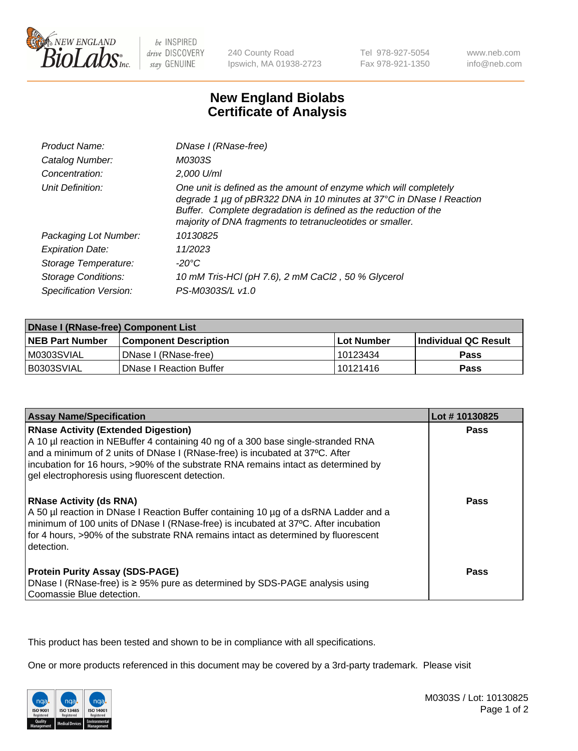240 County Road
Ipswich, MA 01938-2723

Tel 978-927-5054
Fax 978-921-1350

www.neb.com
info@neb.com

# New England Biolabs
# Certificate of Analysis

| | |
|---|---|
| *Product Name:* | *DNase I (RNase-free)* |
| *Catalog Number:* | *M0303S* |
| *Concentration:* | *2,000 U/ml* |
| *Unit Definition:* | *One unit is defined as the amount of enzyme which will completely degrade 1 µg of pBR322 DNA in 10 minutes at 37°C in DNase I Reaction Buffer. Complete degradation is defined as the reduction of the majority of DNA fragments to tetranucleotides or smaller.* |
| *Packaging Lot Number:* | *10130825* |
| *Expiration Date:* | *11/2023* |
| *Storage Temperature:* | *-20°C* |
| *Storage Conditions:* | *10 mM Tris-HCl (pH 7.6), 2 mM $CaCl_2$ , 50 % Glycerol* |
| *Specification Version:* | *PS-M0303S/L v1.0* |

| DNase I (RNase-free) Component List | | | |
|---|---|---|---|
| **NEB Part Number** | **Component Description** | **Lot Number** | **Individual QC Result** |
| M0303SVIAL | DNase I (RNase-free) | 10123434 | Pass |
| B0303SVIAL | DNase I Reaction Buffer | 10121416 | Pass |

| Assay Name/Specification | Lot # 10130825 |
|---|---|
| **RNase Activity (Extended Digestion)** A 10 µl reaction in NEBuffer 4 containing 40 ng of a 300 base single-stranded RNA and a minimum of 2 units of DNase I (RNase-free) is incubated at 37ºC. After incubation for 16 hours, >90% of the substrate RNA remains intact as determined by gel electrophoresis using fluorescent detection. | Pass |
| **RNase Activity (ds RNA)** A 50 µl reaction in DNase I Reaction Buffer containing 10 µg of a dsRNA Ladder and a minimum of 100 units of DNase I (RNase-free) is incubated at 37ºC. After incubation for 4 hours, >90% of the substrate RNA remains intact as determined by fluorescent detection. | Pass |
| **Protein Purity Assay (SDS-PAGE)** DNase I (RNase-free) is ≥ 95% pure as determined by SDS-PAGE analysis using Coomassie Blue detection. | Pass |

This product has been tested and shown to be in compliance with all specifications.

One or more products referenced in this document may be covered by a 3rd-party trademark. Please visit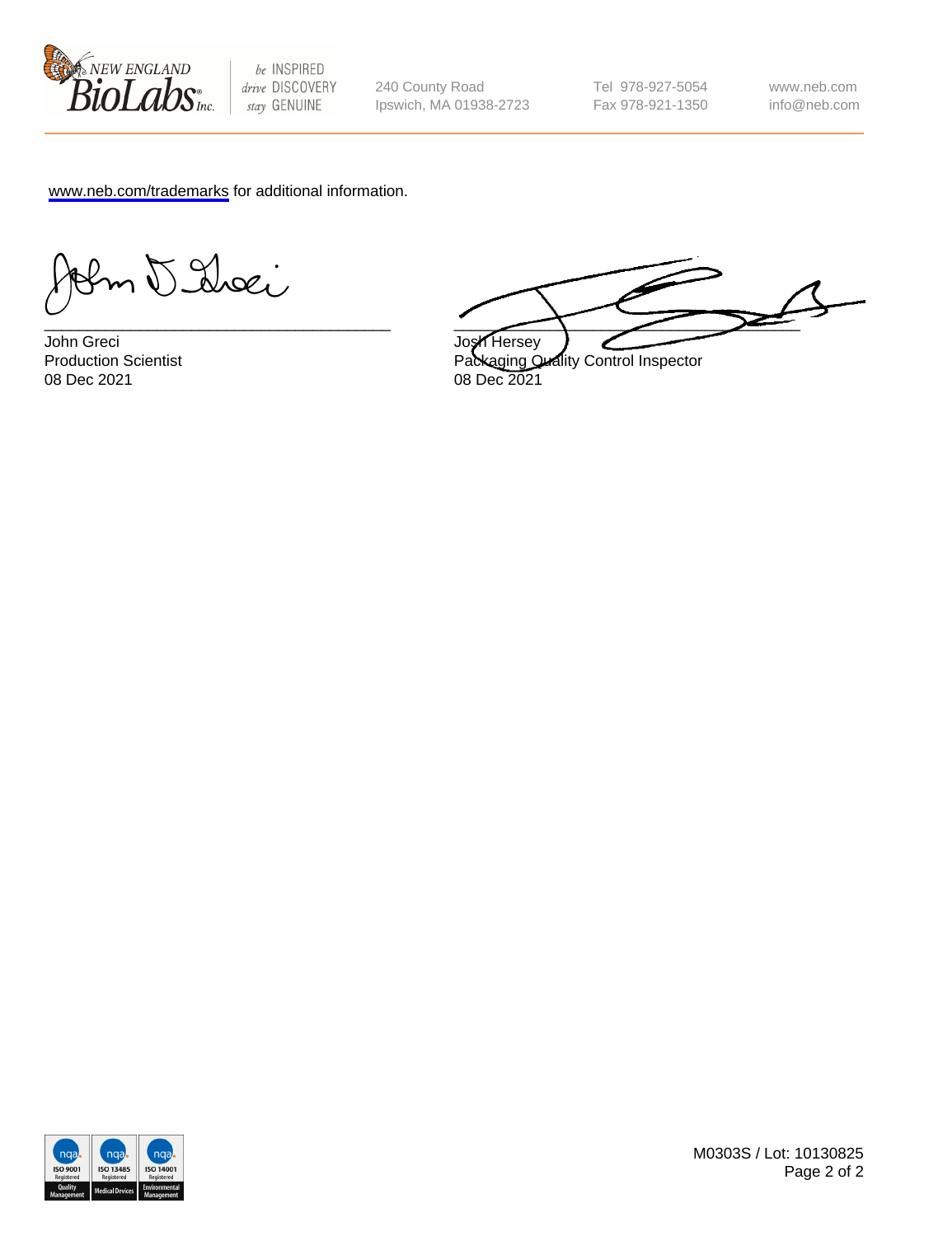www.neb.com/trademarks for additional information.

John Greci
Production Scientist
08 Dec 2021

Josh Hersey
Packaging Quality Control Inspector
08 Dec 2021

M0303S / Lot: 10130825